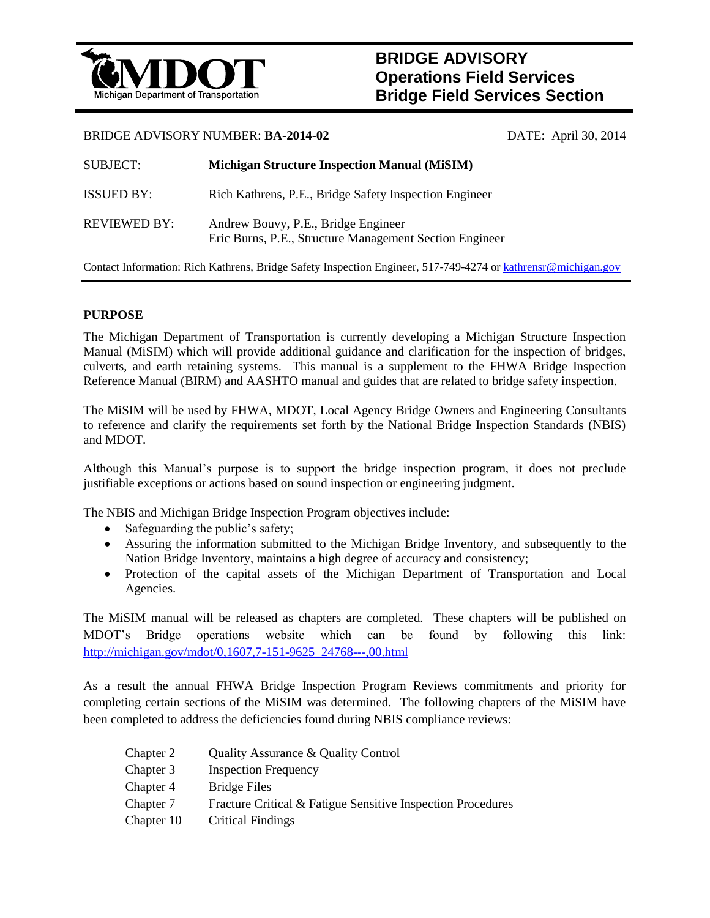MDOT
Michigan Department of Transportation

# BRIDGE ADVISORY
## Operations Field Services
## Bridge Field Services Section

BRIDGE ADVISORY NUMBER: **BA-2014-02** DATE: April 30, 2014

| | |
|---|---|
| SUBJECT: | **Michigan Structure Inspection Manual (MiSIM)** |
| ISSUED BY: | Rich Kathrens, P.E., Bridge Safety Inspection Engineer |
| REVIEWED BY: | Andrew Bouvy, P.E., Bridge Engineer<br>Eric Burns, P.E., Structure Management Section Engineer |

Contact Information: Rich Kathrens, Bridge Safety Inspection Engineer, 517-749-4274 or kathrensr@michigan.gov

**PURPOSE**

The Michigan Department of Transportation is currently developing a Michigan Structure Inspection Manual (MiSIM) which will provide additional guidance and clarification for the inspection of bridges, culverts, and earth retaining systems. This manual is a supplement to the FHWA Bridge Inspection Reference Manual (BIRM) and AASHTO manual and guides that are related to bridge safety inspection.

The MiSIM will be used by FHWA, MDOT, Local Agency Bridge Owners and Engineering Consultants to reference and clarify the requirements set forth by the National Bridge Inspection Standards (NBIS) and MDOT.

Although this Manual's purpose is to support the bridge inspection program, it does not preclude justifiable exceptions or actions based on sound inspection or engineering judgment.

The NBIS and Michigan Bridge Inspection Program objectives include:

- Safeguarding the public's safety;
- Assuring the information submitted to the Michigan Bridge Inventory, and subsequently to the Nation Bridge Inventory, maintains a high degree of accuracy and consistency;
- Protection of the capital assets of the Michigan Department of Transportation and Local Agencies.

The MiSIM manual will be released as chapters are completed. These chapters will be published on MDOT's Bridge operations website which can be found by following this link: http://michigan.gov/mdot/0,1607,7-151-9625_24768---,00.html

As a result the annual FHWA Bridge Inspection Program Reviews commitments and priority for completing certain sections of the MiSIM was determined. The following chapters of the MiSIM have been completed to address the deficiencies found during NBIS compliance reviews:

| | |
|---|---|
| Chapter 2 | Quality Assurance & Quality Control |
| Chapter 3 | Inspection Frequency |
| Chapter 4 | Bridge Files |
| Chapter 7 | Fracture Critical & Fatigue Sensitive Inspection Procedures |
| Chapter 10 | Critical Findings |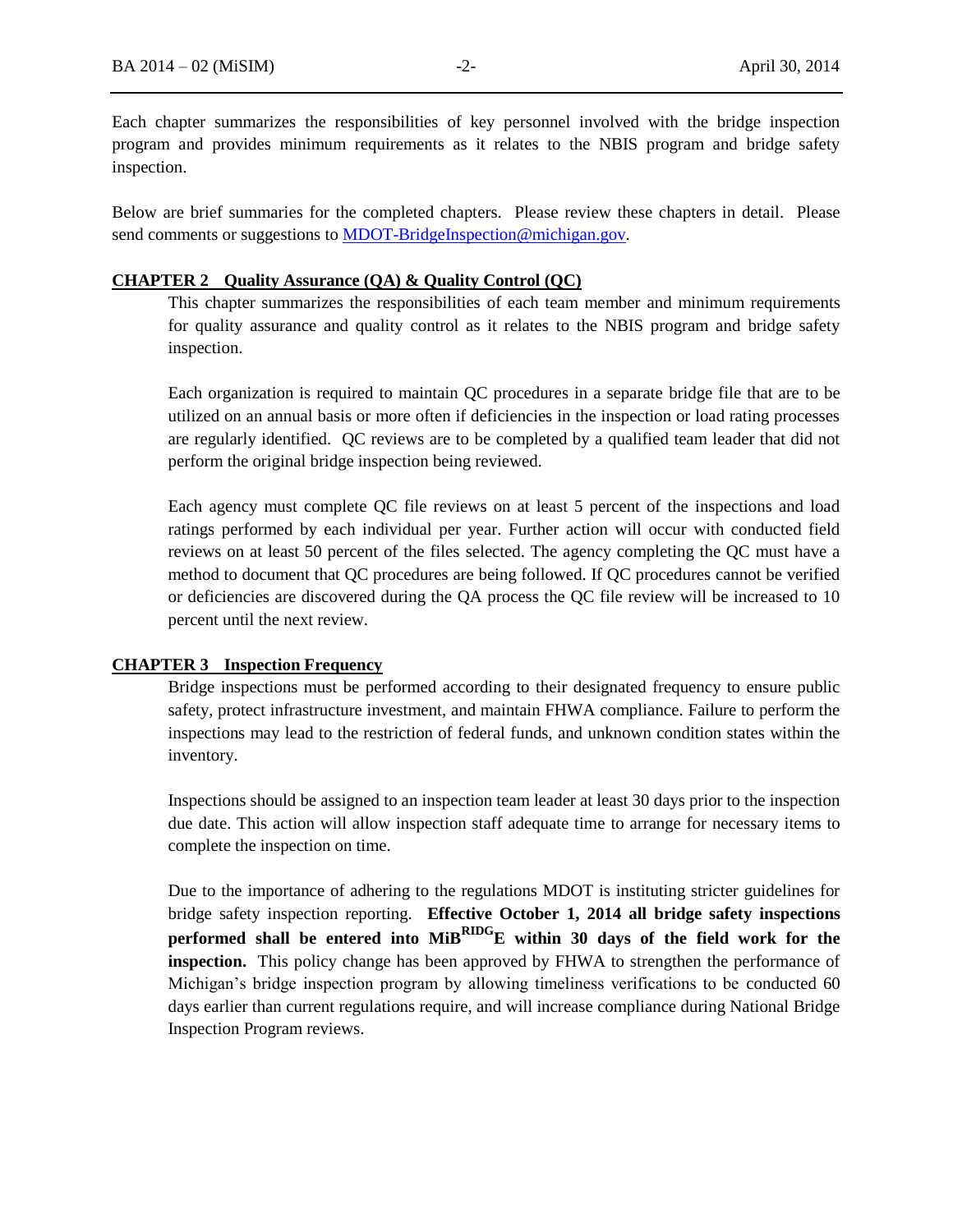Each chapter summarizes the responsibilities of key personnel involved with the bridge inspection program and provides minimum requirements as it relates to the NBIS program and bridge safety inspection.

Below are brief summaries for the completed chapters. Please review these chapters in detail. Please send comments or suggestions to MDOT-BridgeInspection@michigan.gov.

**CHAPTER 2 Quality Assurance (QA) & Quality Control (QC)**

This chapter summarizes the responsibilities of each team member and minimum requirements for quality assurance and quality control as it relates to the NBIS program and bridge safety inspection.

Each organization is required to maintain QC procedures in a separate bridge file that are to be utilized on an annual basis or more often if deficiencies in the inspection or load rating processes are regularly identified. QC reviews are to be completed by a qualified team leader that did not perform the original bridge inspection being reviewed.

Each agency must complete QC file reviews on at least 5 percent of the inspections and load ratings performed by each individual per year. Further action will occur with conducted field reviews on at least 50 percent of the files selected. The agency completing the QC must have a method to document that QC procedures are being followed. If QC procedures cannot be verified or deficiencies are discovered during the QA process the QC file review will be increased to 10 percent until the next review.

**CHAPTER 3 Inspection Frequency**

Bridge inspections must be performed according to their designated frequency to ensure public safety, protect infrastructure investment, and maintain FHWA compliance. Failure to perform the inspections may lead to the restriction of federal funds, and unknown condition states within the inventory.

Inspections should be assigned to an inspection team leader at least 30 days prior to the inspection due date. This action will allow inspection staff adequate time to arrange for necessary items to complete the inspection on time.

Due to the importance of adhering to the regulations MDOT is instituting stricter guidelines for bridge safety inspection reporting. **Effective October 1, 2014 all bridge safety inspections performed shall be entered into MiB^RIDG^E within 30 days of the field work for the inspection.** This policy change has been approved by FHWA to strengthen the performance of Michigan's bridge inspection program by allowing timeliness verifications to be conducted 60 days earlier than current regulations require, and will increase compliance during National Bridge Inspection Program reviews.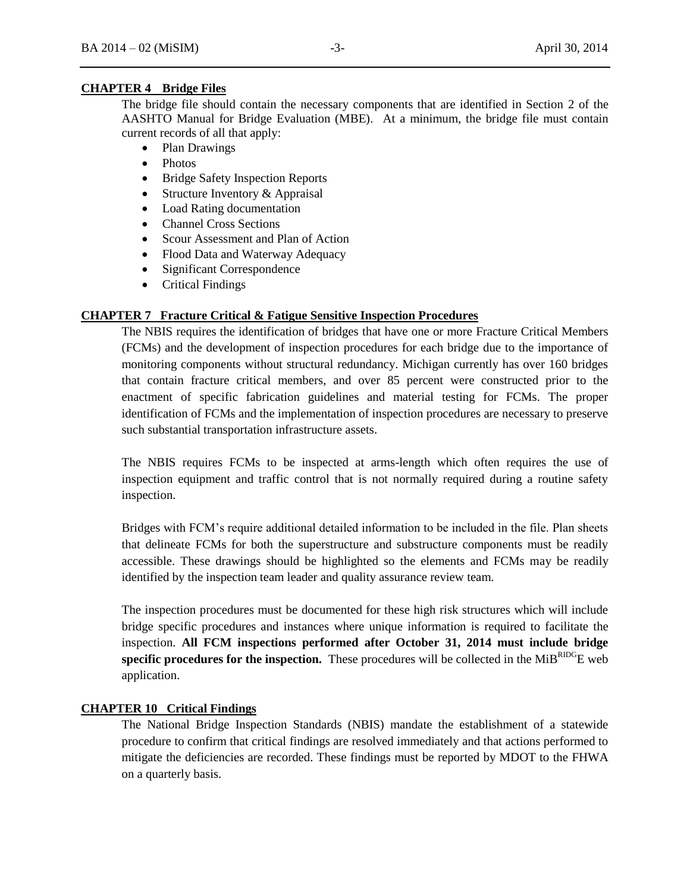### CHAPTER 4 Bridge Files

The bridge file should contain the necessary components that are identified in Section 2 of the AASHTO Manual for Bridge Evaluation (MBE). At a minimum, the bridge file must contain current records of all that apply:

- Plan Drawings
- Photos
- Bridge Safety Inspection Reports
- Structure Inventory & Appraisal
- Load Rating documentation
- Channel Cross Sections
- Scour Assessment and Plan of Action
- Flood Data and Waterway Adequacy
- Significant Correspondence
- Critical Findings

### CHAPTER 7 Fracture Critical & Fatigue Sensitive Inspection Procedures

The NBIS requires the identification of bridges that have one or more Fracture Critical Members (FCMs) and the development of inspection procedures for each bridge due to the importance of monitoring components without structural redundancy. Michigan currently has over 160 bridges that contain fracture critical members, and over 85 percent were constructed prior to the enactment of specific fabrication guidelines and material testing for FCMs. The proper identification of FCMs and the implementation of inspection procedures are necessary to preserve such substantial transportation infrastructure assets.

The NBIS requires FCMs to be inspected at arms-length which often requires the use of inspection equipment and traffic control that is not normally required during a routine safety inspection.

Bridges with FCM's require additional detailed information to be included in the file. Plan sheets that delineate FCMs for both the superstructure and substructure components must be readily accessible. These drawings should be highlighted so the elements and FCMs may be readily identified by the inspection team leader and quality assurance review team.

The inspection procedures must be documented for these high risk structures which will include bridge specific procedures and instances where unique information is required to facilitate the inspection. **All FCM inspections performed after October 31, 2014 must include bridge specific procedures for the inspection.** These procedures will be collected in the MiB<sup>RIDG</sup>E web application.

### CHAPTER 10 Critical Findings

The National Bridge Inspection Standards (NBIS) mandate the establishment of a statewide procedure to confirm that critical findings are resolved immediately and that actions performed to mitigate the deficiencies are recorded. These findings must be reported by MDOT to the FHWA on a quarterly basis.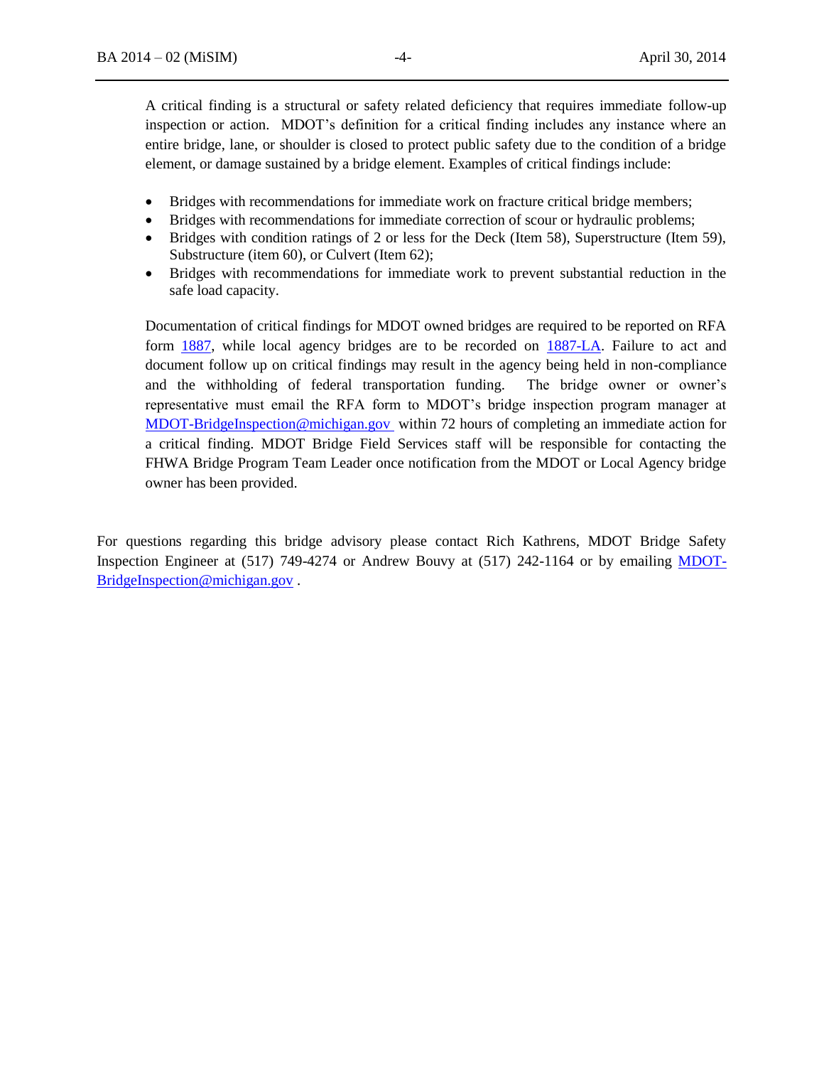A critical finding is a structural or safety related deficiency that requires immediate follow-up inspection or action. MDOT's definition for a critical finding includes any instance where an entire bridge, lane, or shoulder is closed to protect public safety due to the condition of a bridge element, or damage sustained by a bridge element. Examples of critical findings include:

- Bridges with recommendations for immediate work on fracture critical bridge members;
- Bridges with recommendations for immediate correction of scour or hydraulic problems;
- Bridges with condition ratings of 2 or less for the Deck (Item 58), Superstructure (Item 59), Substructure (item 60), or Culvert (Item 62);
- Bridges with recommendations for immediate work to prevent substantial reduction in the safe load capacity.

Documentation of critical findings for MDOT owned bridges are required to be reported on RFA form 1887, while local agency bridges are to be recorded on 1887-LA. Failure to act and document follow up on critical findings may result in the agency being held in non-compliance and the withholding of federal transportation funding. The bridge owner or owner's representative must email the RFA form to MDOT's bridge inspection program manager at MDOT-BridgeInspection@michigan.gov within 72 hours of completing an immediate action for a critical finding. MDOT Bridge Field Services staff will be responsible for contacting the FHWA Bridge Program Team Leader once notification from the MDOT or Local Agency bridge owner has been provided.

For questions regarding this bridge advisory please contact Rich Kathrens, MDOT Bridge Safety Inspection Engineer at (517) 749-4274 or Andrew Bouvy at (517) 242-1164 or by emailing MDOT-BridgeInspection@michigan.gov .